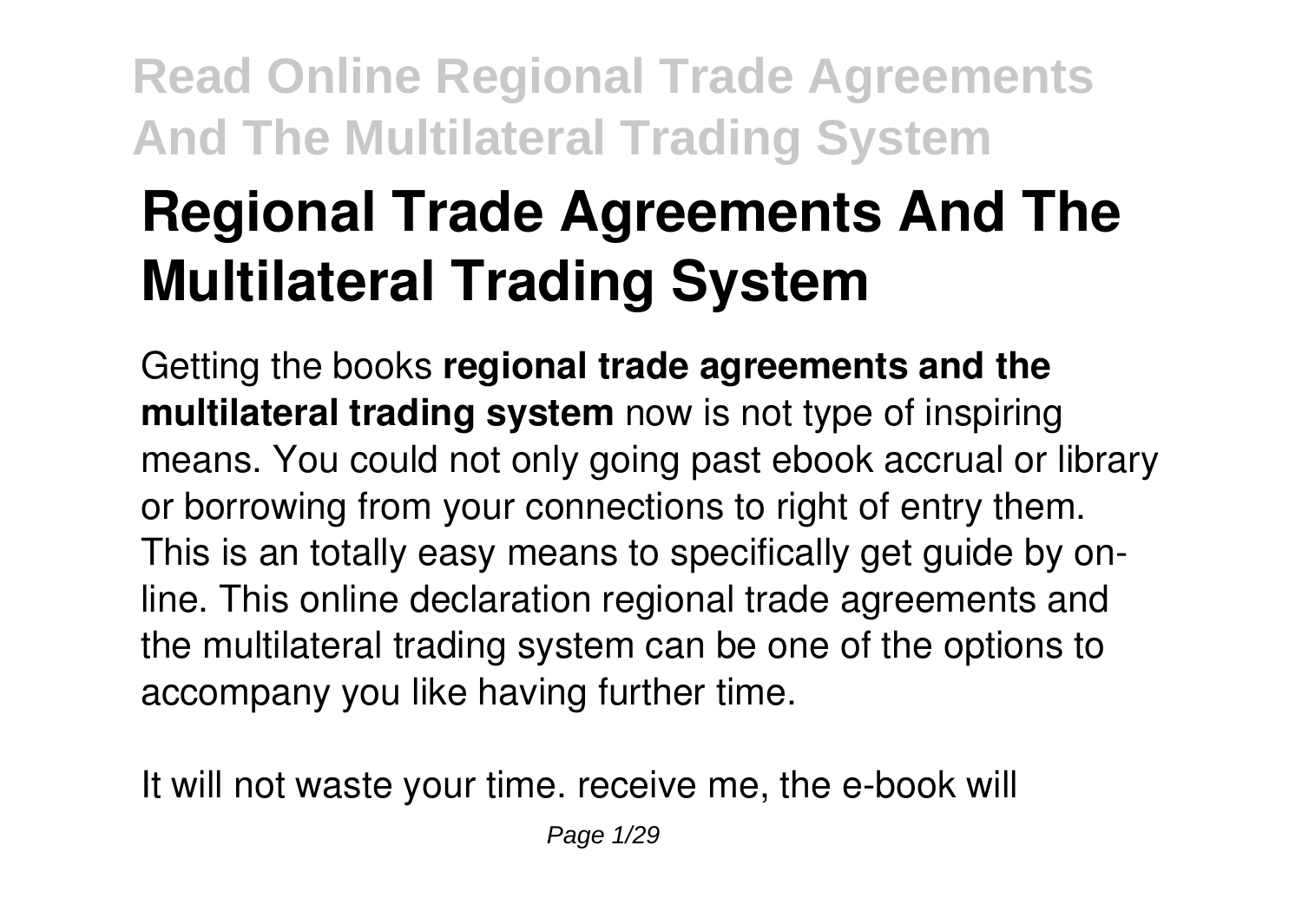# Regional Trade Agreements And The Multilateral Trading System

Getting the books **regional trade agreements and the multilateral trading system** now is not type of inspiring means. You could not only going past ebook accrual or library or borrowing from your connections to right of entry them. This is an totally easy means to specifically get guide by on-line. This online declaration regional trade agreements and the multilateral trading system can be one of the options to accompany you like having further time.

It will not waste your time. receive me, the e-book will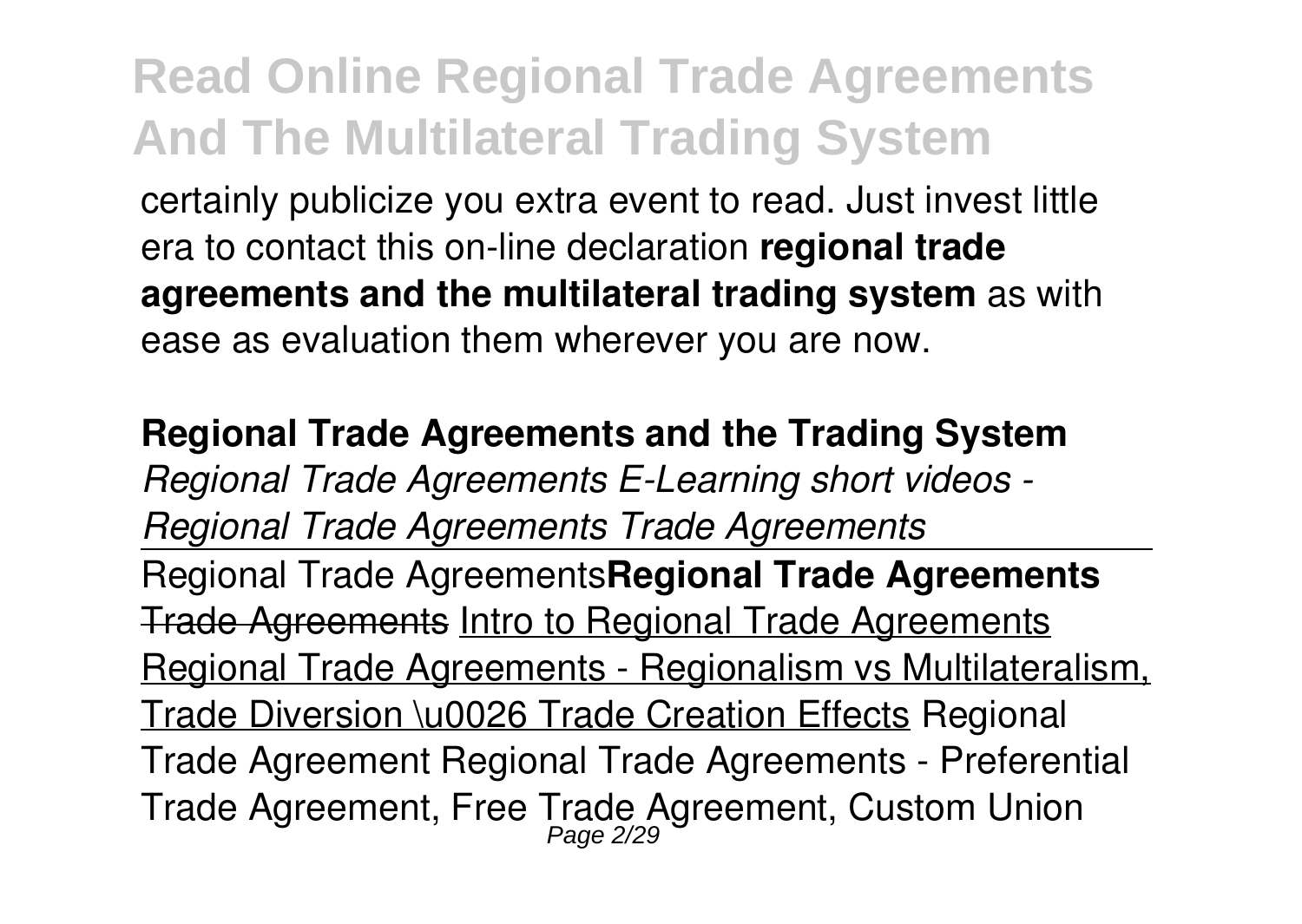certainly publicize you extra event to read. Just invest little era to contact this on-line declaration **regional trade agreements and the multilateral trading system** as with ease as evaluation them wherever you are now.

**Regional Trade Agreements and the Trading System**

*Regional Trade Agreements E-Learning short videos - Regional Trade Agreements Trade Agreements*

Regional Trade Agreements**Regional Trade Agreements** ~~Trade Agreements~~ Intro to Regional Trade Agreements Regional Trade Agreements - Regionalism vs Multilateralism, Trade Diversion \u0026 Trade Creation Effects Regional Trade Agreement Regional Trade Agreements - Preferential Trade Agreement, Free Trade Agreement, Custom Union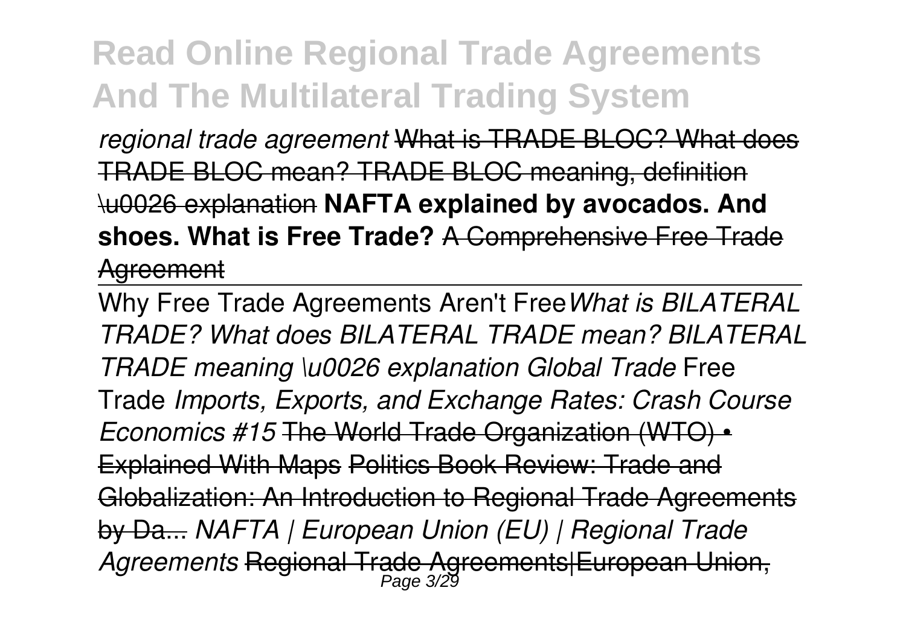*regional trade agreement* What is TRADE BLOC? What does TRADE BLOC mean? TRADE BLOC meaning, definition \u0026 explanation **NAFTA explained by avocados. And shoes. What is Free Trade?** A Comprehensive Free Trade Agreement

Why Free Trade Agreements Aren't Free *What is BILATERAL TRADE? What does BILATERAL TRADE mean? BILATERAL TRADE meaning \u0026 explanation Global Trade* Free Trade *Imports, Exports, and Exchange Rates: Crash Course Economics #15* The World Trade Organization (WTO) • Explained With Maps Politics Book Review: Trade and Globalization: An Introduction to Regional Trade Agreements by Da... *NAFTA | European Union (EU) | Regional Trade Agreements* Regional Trade Agreements|European Union,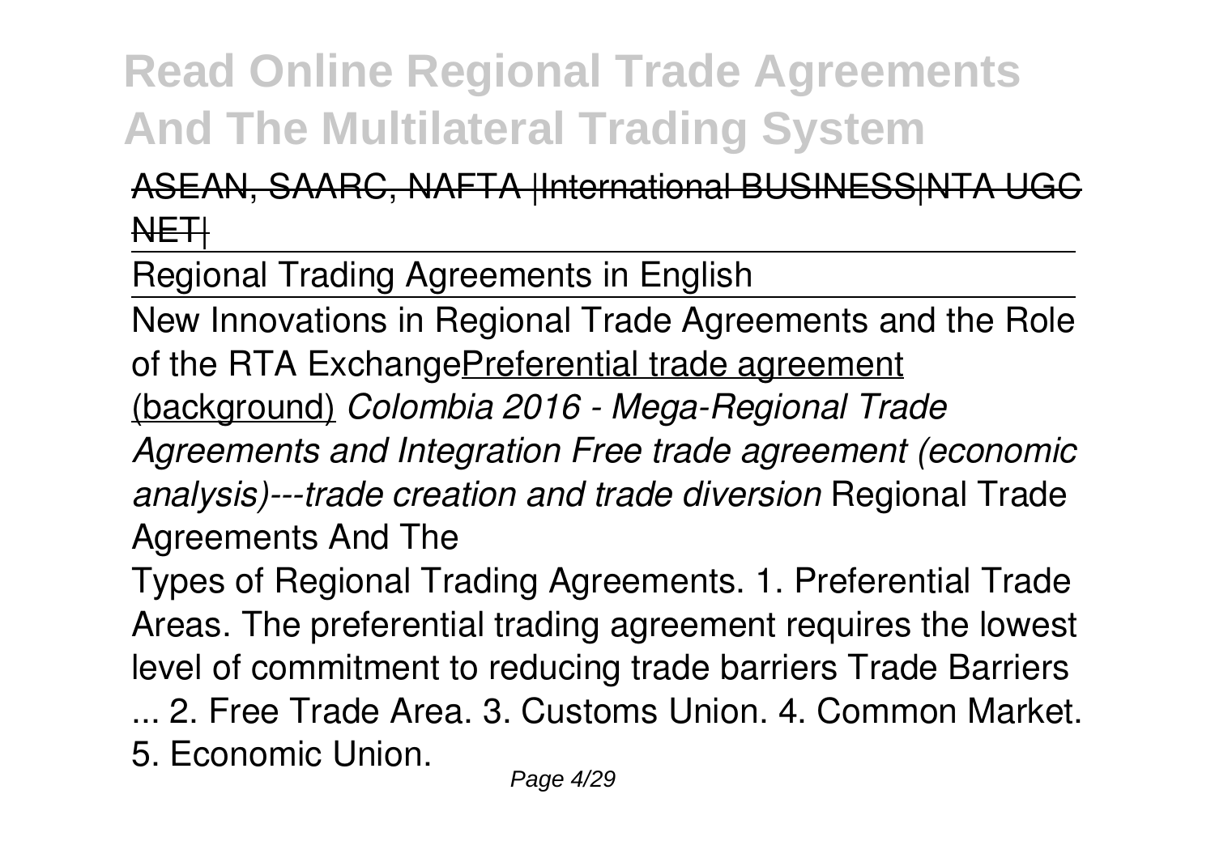# Read Online Regional Trade Agreements And The Multilateral Trading System

ASEAN, SAARC, NAFTA |International BUSINESS|NTA UGC NET|

Regional Trading Agreements in English

New Innovations in Regional Trade Agreements and the Role of the RTA ExchangePreferential trade agreement (background) *Colombia 2016 - Mega-Regional Trade Agreements and Integration Free trade agreement (economic analysis)---trade creation and trade diversion* Regional Trade Agreements And The

Types of Regional Trading Agreements. 1. Preferential Trade Areas. The preferential trading agreement requires the lowest level of commitment to reducing trade barriers Trade Barriers ... 2. Free Trade Area. 3. Customs Union. 4. Common Market. 5. Economic Union.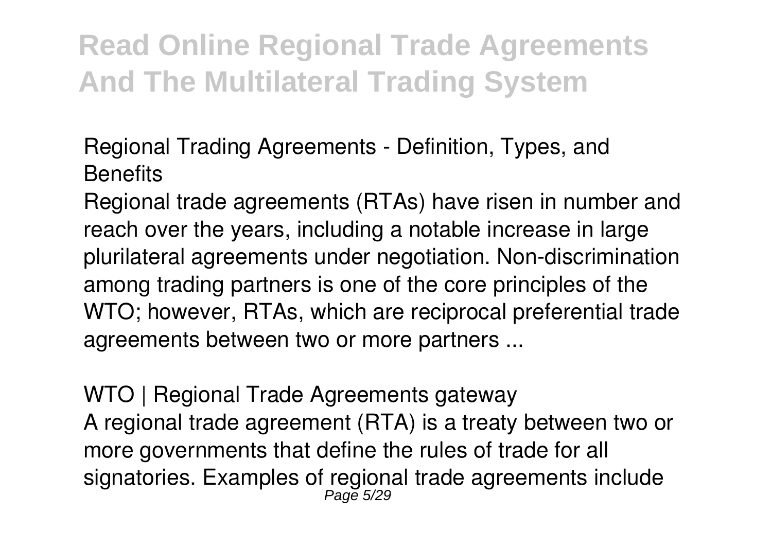## Regional Trading Agreements - Definition, Types, and Benefits

Regional trade agreements (RTAs) have risen in number and reach over the years, including a notable increase in large plurilateral agreements under negotiation. Non-discrimination among trading partners is one of the core principles of the WTO; however, RTAs, which are reciprocal preferential trade agreements between two or more partners ...

## WTO | Regional Trade Agreements gateway

A regional trade agreement (RTA) is a treaty between two or more governments that define the rules of trade for all signatories. Examples of regional trade agreements include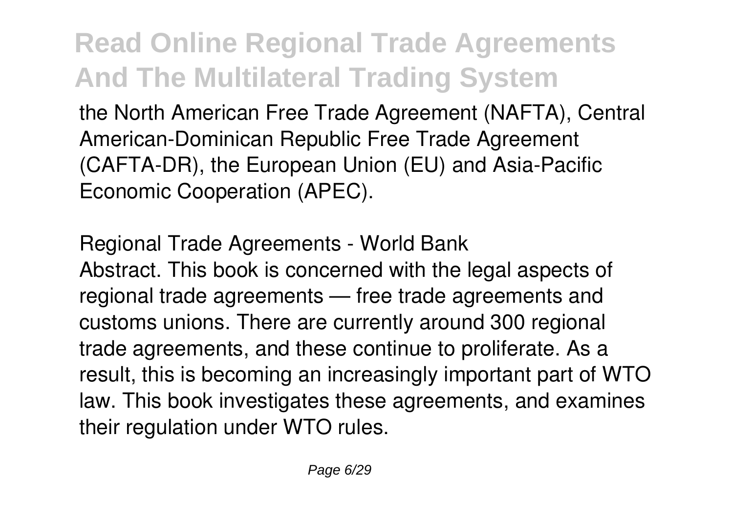the North American Free Trade Agreement (NAFTA), Central American-Dominican Republic Free Trade Agreement (CAFTA-DR), the European Union (EU) and Asia-Pacific Economic Cooperation (APEC).

## Regional Trade Agreements - World Bank

Abstract. This book is concerned with the legal aspects of regional trade agreements — free trade agreements and customs unions. There are currently around 300 regional trade agreements, and these continue to proliferate. As a result, this is becoming an increasingly important part of WTO law. This book investigates these agreements, and examines their regulation under WTO rules.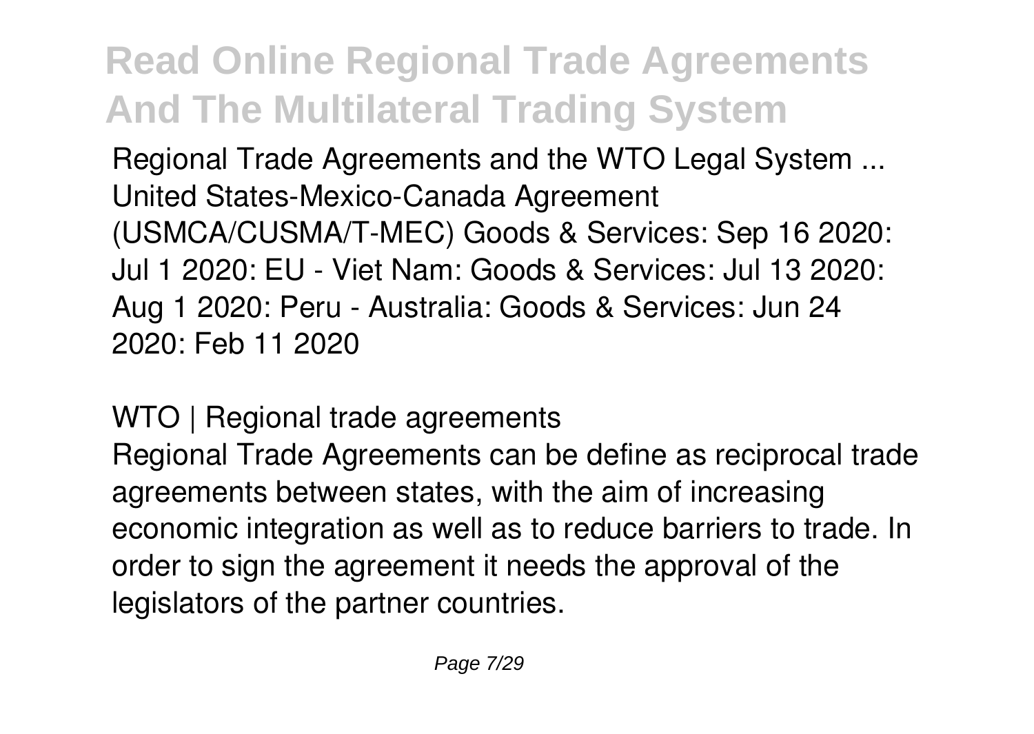Regional Trade Agreements and the WTO Legal System ... United States-Mexico-Canada Agreement (USMCA/CUSMA/T-MEC) Goods & Services: Sep 16 2020: Jul 1 2020: EU - Viet Nam: Goods & Services: Jul 13 2020: Aug 1 2020: Peru - Australia: Goods & Services: Jun 24 2020: Feb 11 2020

### WTO | Regional trade agreements

Regional Trade Agreements can be define as reciprocal trade agreements between states, with the aim of increasing economic integration as well as to reduce barriers to trade. In order to sign the agreement it needs the approval of the legislators of the partner countries.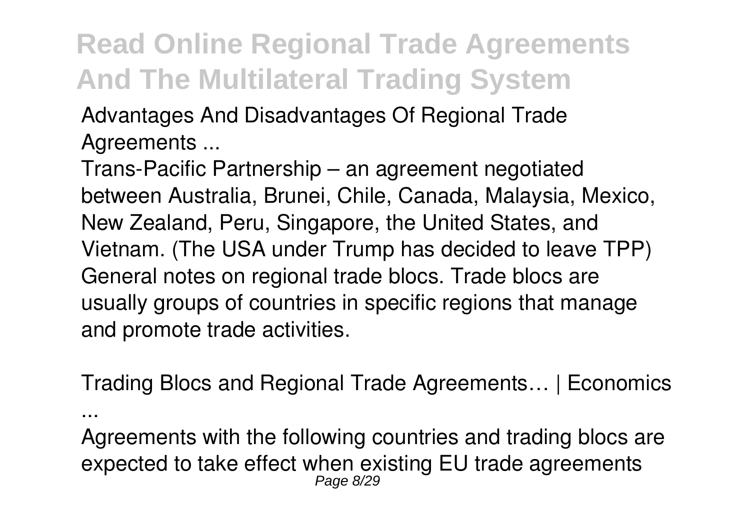Advantages And Disadvantages Of Regional Trade Agreements ...

Trans-Pacific Partnership – an agreement negotiated between Australia, Brunei, Chile, Canada, Malaysia, Mexico, New Zealand, Peru, Singapore, the United States, and Vietnam. (The USA under Trump has decided to leave TPP) General notes on regional trade blocs. Trade blocs are usually groups of countries in specific regions that manage and promote trade activities.

Trading Blocs and Regional Trade Agreements… | Economics ...

Agreements with the following countries and trading blocs are expected to take effect when existing EU trade agreements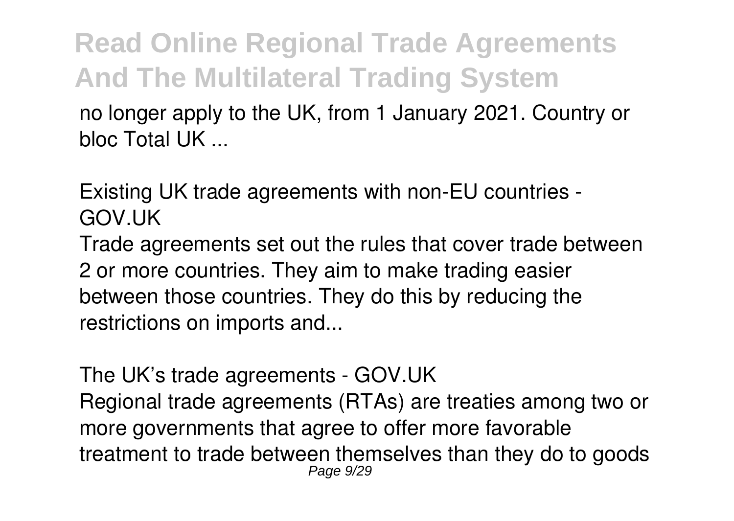no longer apply to the UK, from 1 January 2021. Country or bloc Total UK ...

Existing UK trade agreements with non-EU countries - GOV.UK

Trade agreements set out the rules that cover trade between 2 or more countries. They aim to make trading easier between those countries. They do this by reducing the restrictions on imports and...

The UK's trade agreements - GOV.UK

Regional trade agreements (RTAs) are treaties among two or more governments that agree to offer more favorable treatment to trade between themselves than they do to goods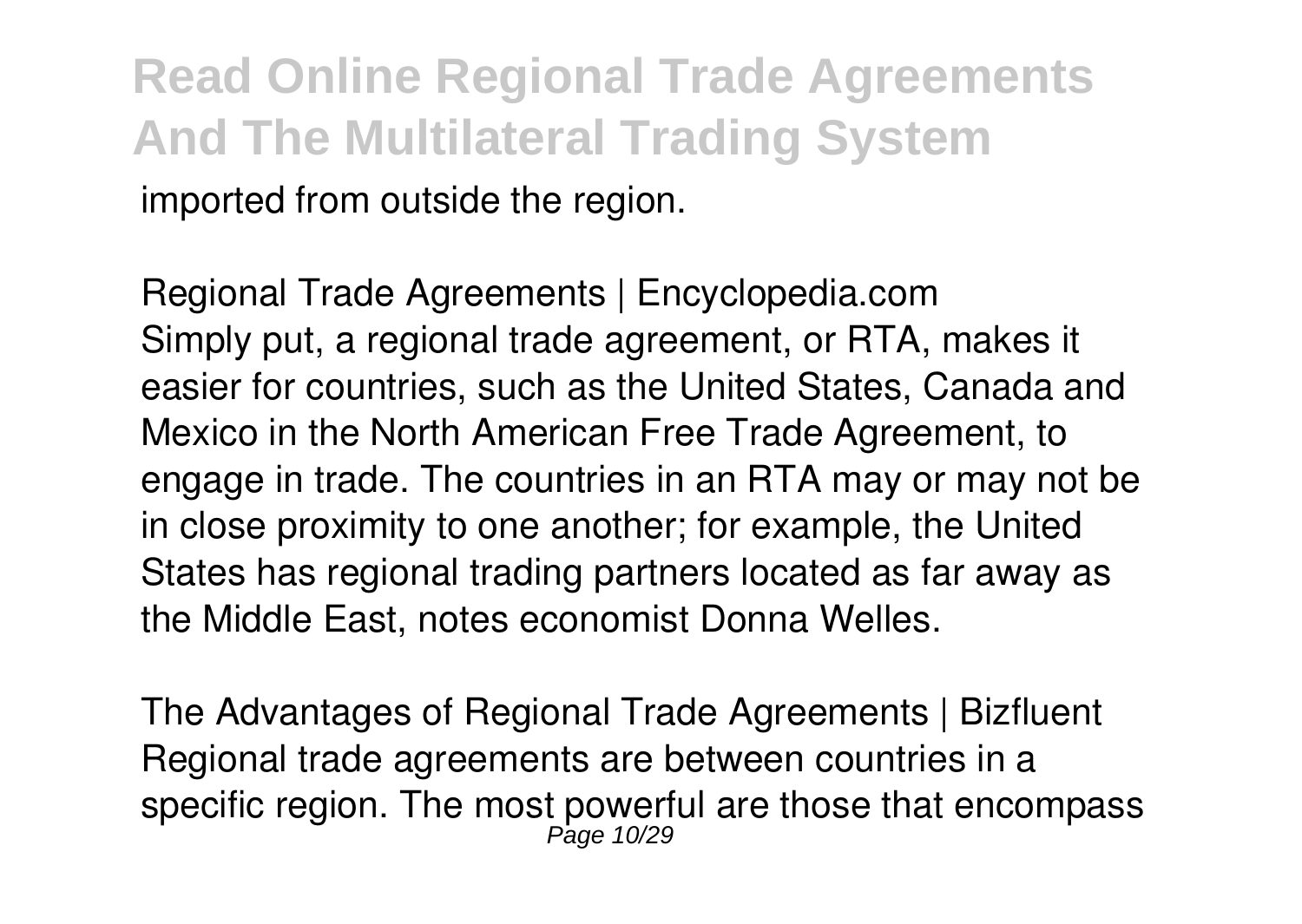imported from outside the region.

Regional Trade Agreements | Encyclopedia.com
Simply put, a regional trade agreement, or RTA, makes it easier for countries, such as the United States, Canada and Mexico in the North American Free Trade Agreement, to engage in trade. The countries in an RTA may or may not be in close proximity to one another; for example, the United States has regional trading partners located as far away as the Middle East, notes economist Donna Welles.

The Advantages of Regional Trade Agreements | Bizfluent
Regional trade agreements are between countries in a specific region. The most powerful are those that encompass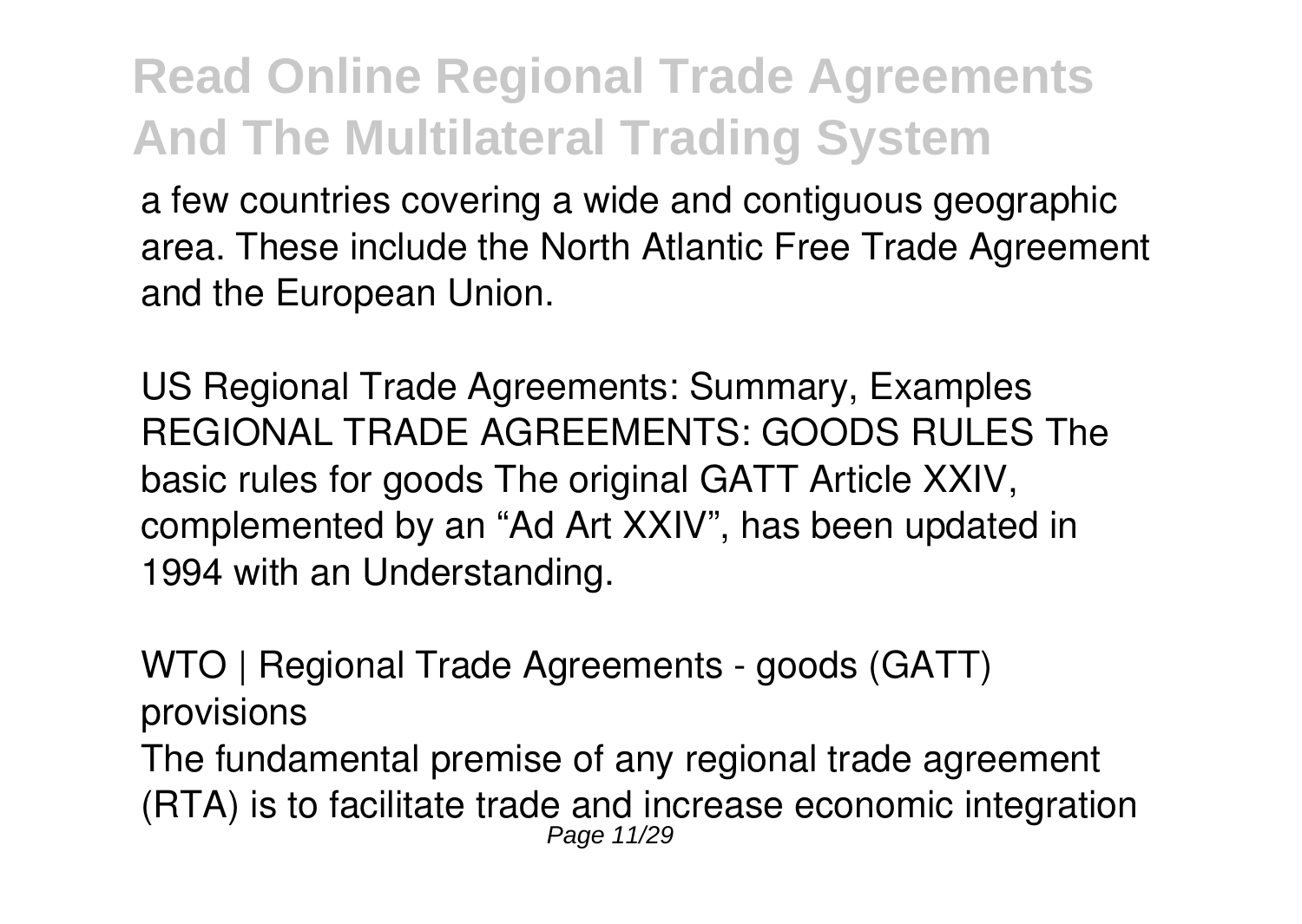a few countries covering a wide and contiguous geographic area. These include the North Atlantic Free Trade Agreement and the European Union.

US Regional Trade Agreements: Summary, Examples
REGIONAL TRADE AGREEMENTS: GOODS RULES The basic rules for goods The original GATT Article XXIV, complemented by an "Ad Art XXIV", has been updated in 1994 with an Understanding.

WTO | Regional Trade Agreements - goods (GATT) provisions
The fundamental premise of any regional trade agreement (RTA) is to facilitate trade and increase economic integration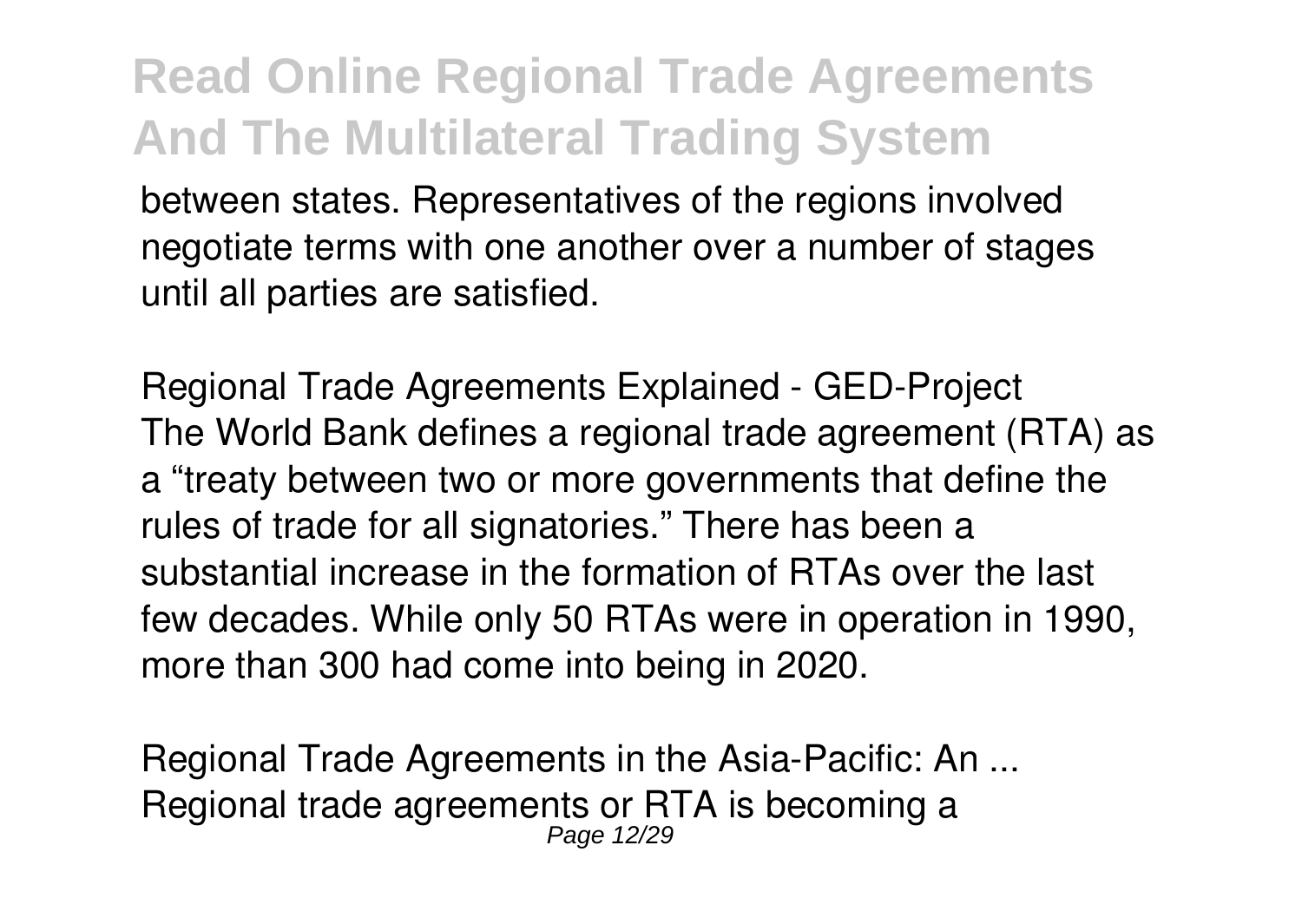between states. Representatives of the regions involved negotiate terms with one another over a number of stages until all parties are satisfied.

*Regional Trade Agreements Explained - GED-Project*
The World Bank defines a regional trade agreement (RTA) as a "treaty between two or more governments that define the rules of trade for all signatories." There has been a substantial increase in the formation of RTAs over the last few decades. While only 50 RTAs were in operation in 1990, more than 300 had come into being in 2020.

*Regional Trade Agreements in the Asia-Pacific: An ...*
Regional trade agreements or RTA is becoming a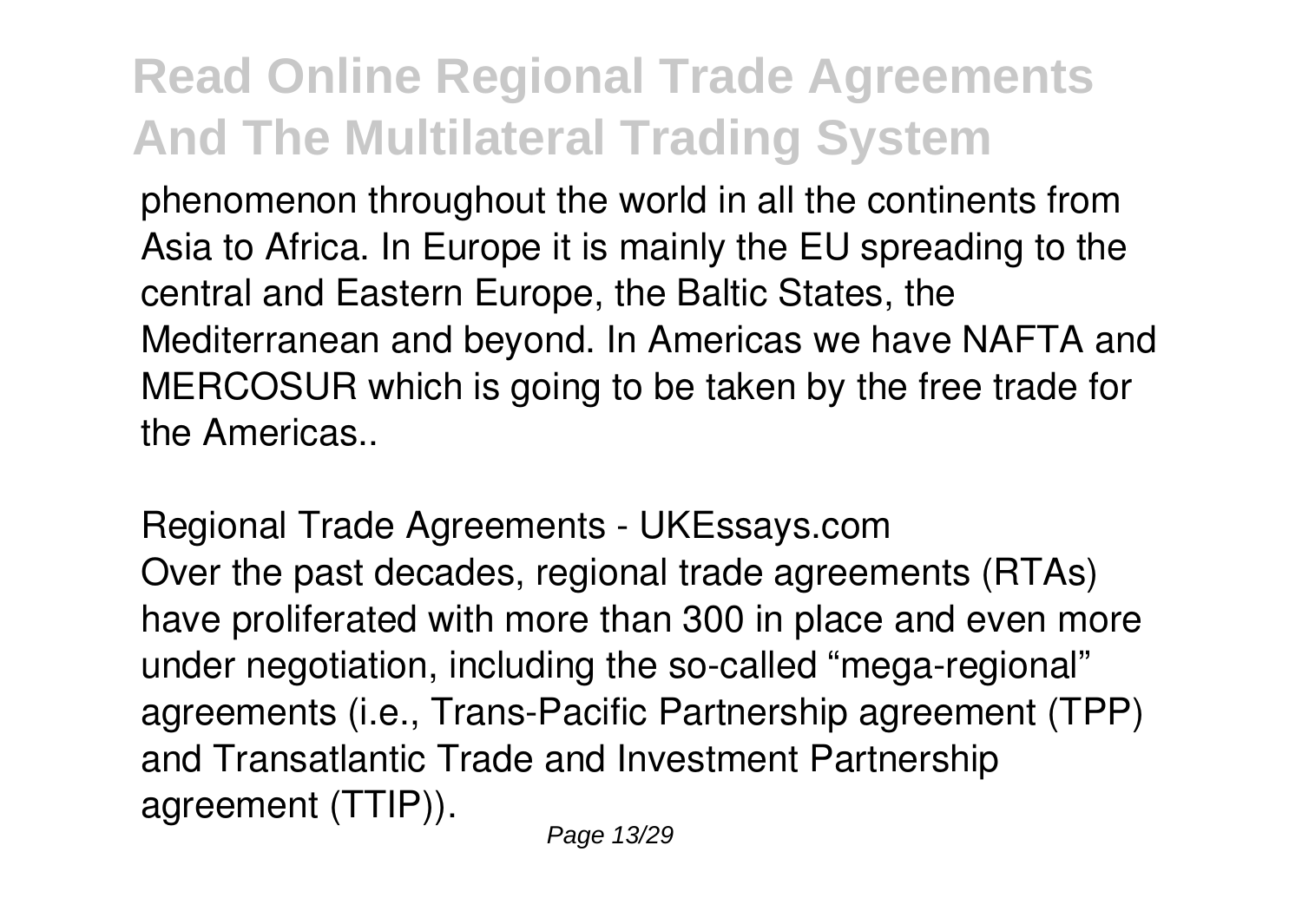phenomenon throughout the world in all the continents from Asia to Africa. In Europe it is mainly the EU spreading to the central and Eastern Europe, the Baltic States, the Mediterranean and beyond. In Americas we have NAFTA and MERCOSUR which is going to be taken by the free trade for the Americas..

*Regional Trade Agreements - UKEssays.com*

Over the past decades, regional trade agreements (RTAs) have proliferated with more than 300 in place and even more under negotiation, including the so-called “mega-regional” agreements (i.e., Trans-Pacific Partnership agreement (TPP) and Transatlantic Trade and Investment Partnership agreement (TTIP)).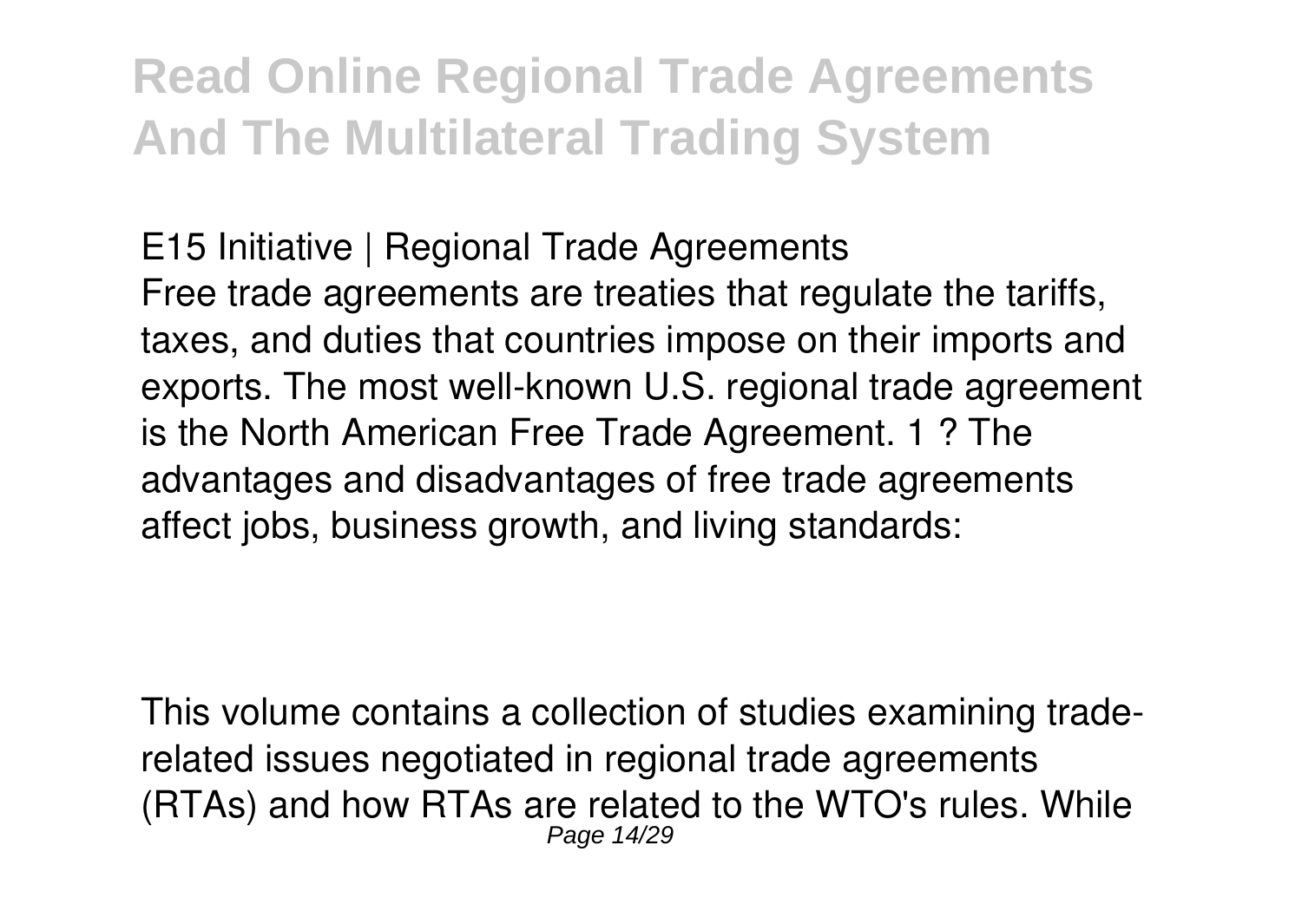**E15 Initiative | Regional Trade Agreements**

Free trade agreements are treaties that regulate the tariffs, taxes, and duties that countries impose on their imports and exports. The most well-known U.S. regional trade agreement is the North American Free Trade Agreement. 1 ? The advantages and disadvantages of free trade agreements affect jobs, business growth, and living standards:

This volume contains a collection of studies examining trade-related issues negotiated in regional trade agreements (RTAs) and how RTAs are related to the WTO's rules. While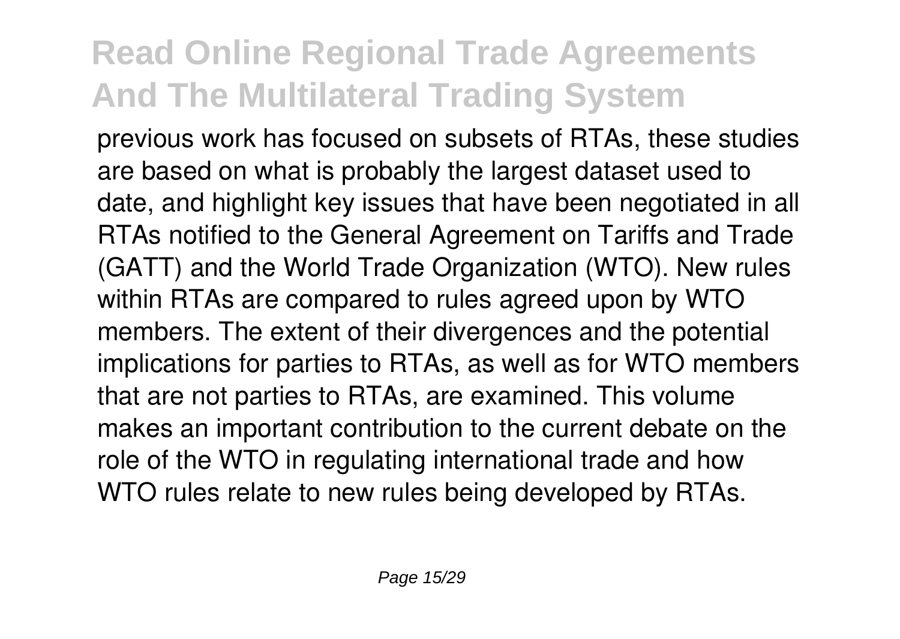previous work has focused on subsets of RTAs, these studies are based on what is probably the largest dataset used to date, and highlight key issues that have been negotiated in all RTAs notified to the General Agreement on Tariffs and Trade (GATT) and the World Trade Organization (WTO). New rules within RTAs are compared to rules agreed upon by WTO members. The extent of their divergences and the potential implications for parties to RTAs, as well as for WTO members that are not parties to RTAs, are examined. This volume makes an important contribution to the current debate on the role of the WTO in regulating international trade and how WTO rules relate to new rules being developed by RTAs.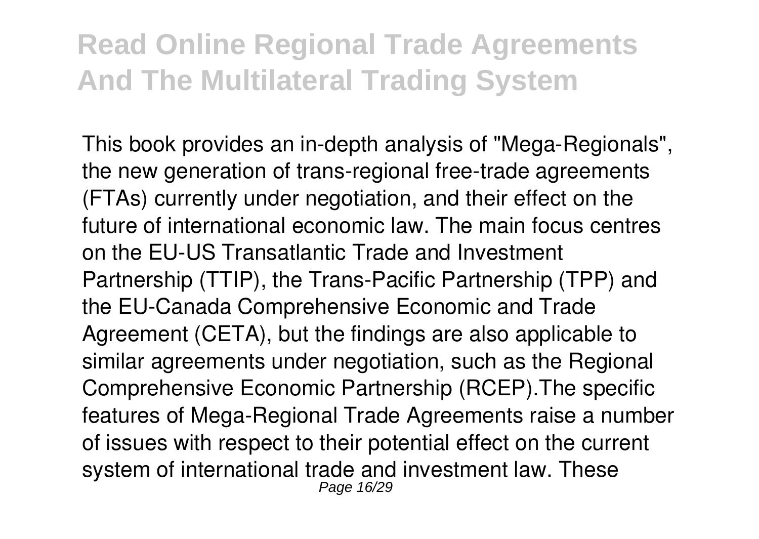This book provides an in-depth analysis of "Mega-Regionals", the new generation of trans-regional free-trade agreements (FTAs) currently under negotiation, and their effect on the future of international economic law. The main focus centres on the EU-US Transatlantic Trade and Investment Partnership (TTIP), the Trans-Pacific Partnership (TPP) and the EU-Canada Comprehensive Economic and Trade Agreement (CETA), but the findings are also applicable to similar agreements under negotiation, such as the Regional Comprehensive Economic Partnership (RCEP).The specific features of Mega-Regional Trade Agreements raise a number of issues with respect to their potential effect on the current system of international trade and investment law. These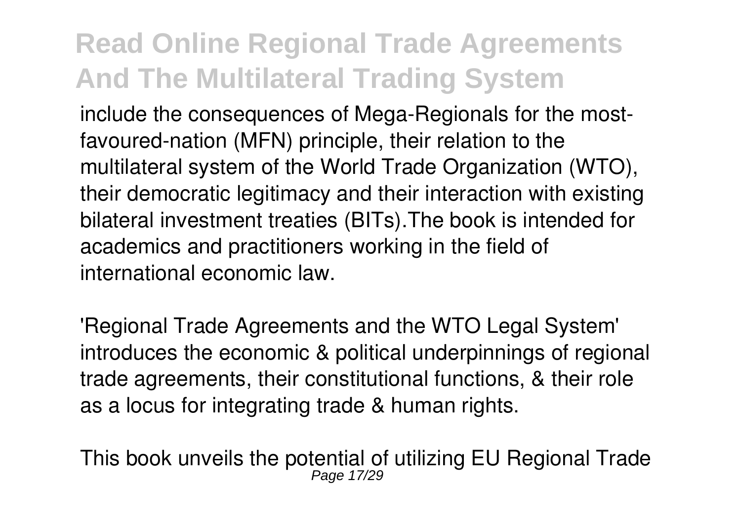include the consequences of Mega-Regionals for the most-favoured-nation (MFN) principle, their relation to the multilateral system of the World Trade Organization (WTO), their democratic legitimacy and their interaction with existing bilateral investment treaties (BITs).The book is intended for academics and practitioners working in the field of international economic law.

'Regional Trade Agreements and the WTO Legal System' introduces the economic & political underpinnings of regional trade agreements, their constitutional functions, & their role as a locus for integrating trade & human rights.

This book unveils the potential of utilizing EU Regional Trade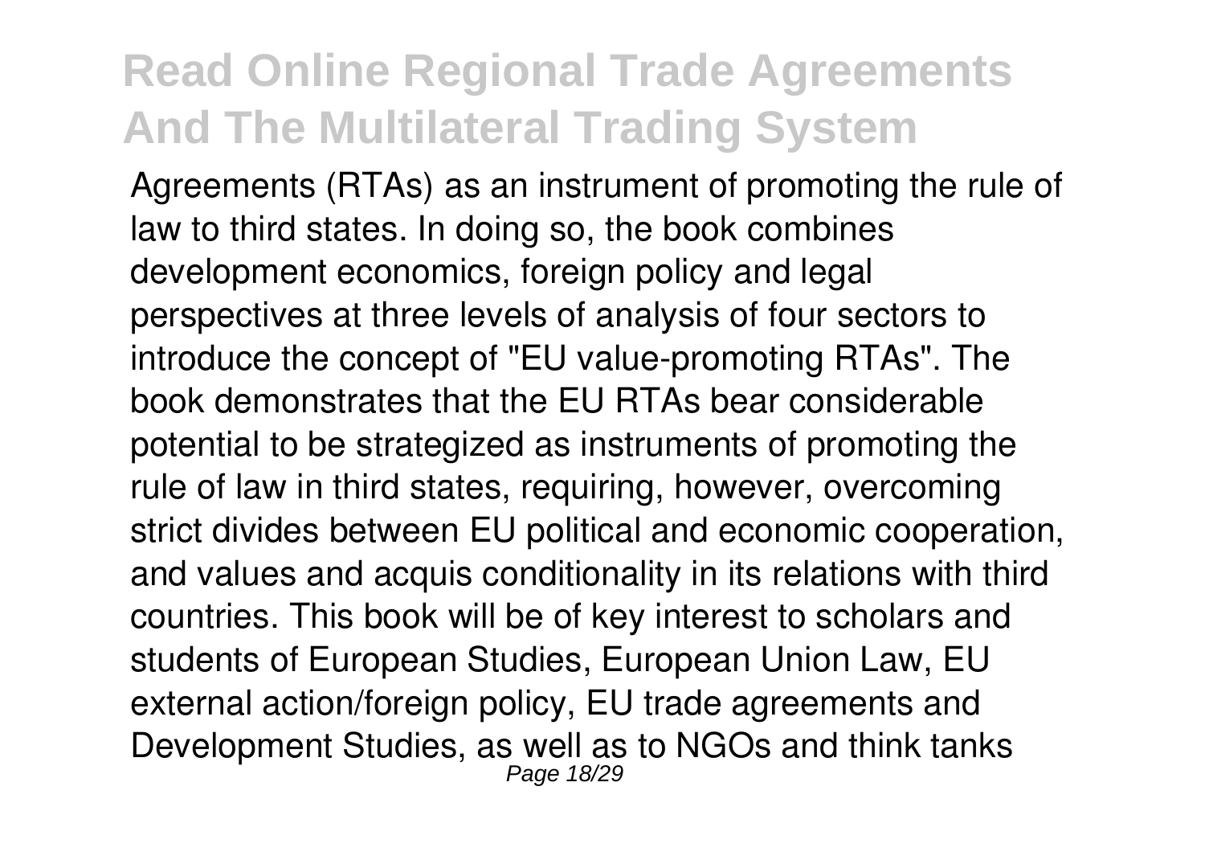Agreements (RTAs) as an instrument of promoting the rule of law to third states. In doing so, the book combines development economics, foreign policy and legal perspectives at three levels of analysis of four sectors to introduce the concept of "EU value-promoting RTAs". The book demonstrates that the EU RTAs bear considerable potential to be strategized as instruments of promoting the rule of law in third states, requiring, however, overcoming strict divides between EU political and economic cooperation, and values and acquis conditionality in its relations with third countries. This book will be of key interest to scholars and students of European Studies, European Union Law, EU external action/foreign policy, EU trade agreements and Development Studies, as well as to NGOs and think tanks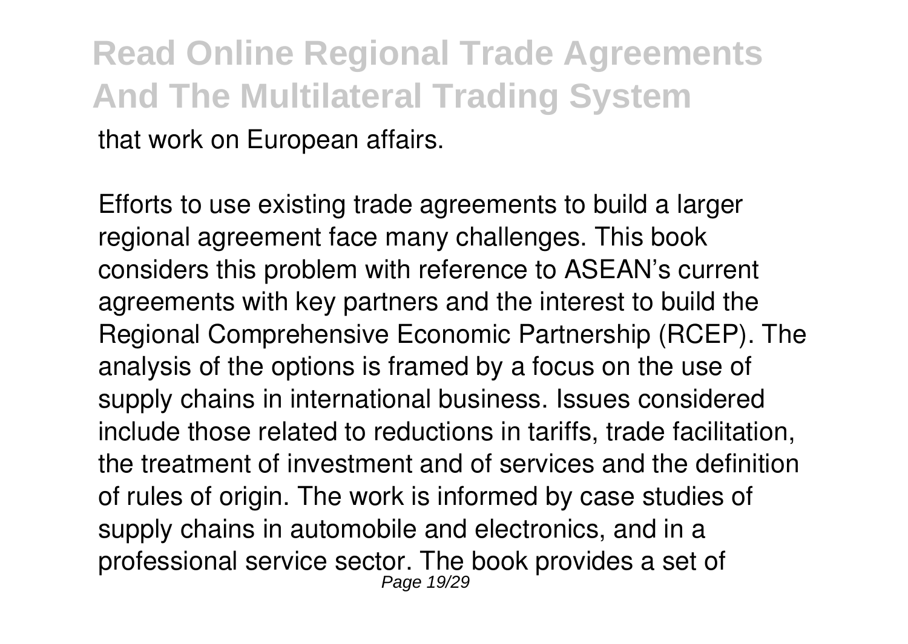that work on European affairs.

Efforts to use existing trade agreements to build a larger regional agreement face many challenges. This book considers this problem with reference to ASEAN's current agreements with key partners and the interest to build the Regional Comprehensive Economic Partnership (RCEP). The analysis of the options is framed by a focus on the use of supply chains in international business. Issues considered include those related to reductions in tariffs, trade facilitation, the treatment of investment and of services and the definition of rules of origin. The work is informed by case studies of supply chains in automobile and electronics, and in a professional service sector. The book provides a set of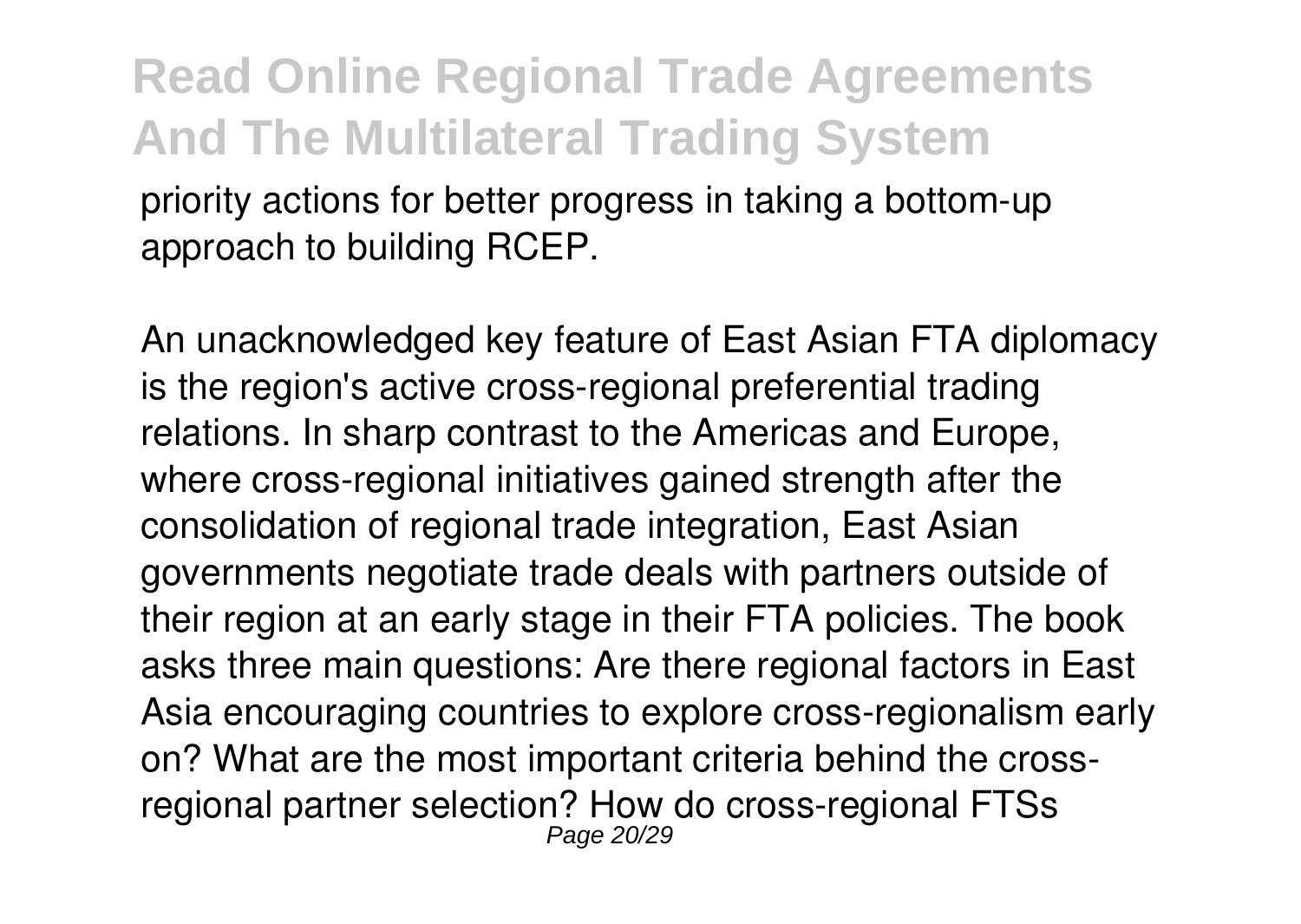priority actions for better progress in taking a bottom-up approach to building RCEP.

An unacknowledged key feature of East Asian FTA diplomacy is the region's active cross-regional preferential trading relations. In sharp contrast to the Americas and Europe, where cross-regional initiatives gained strength after the consolidation of regional trade integration, East Asian governments negotiate trade deals with partners outside of their region at an early stage in their FTA policies. The book asks three main questions: Are there regional factors in East Asia encouraging countries to explore cross-regionalism early on? What are the most important criteria behind the cross-regional partner selection? How do cross-regional FTSs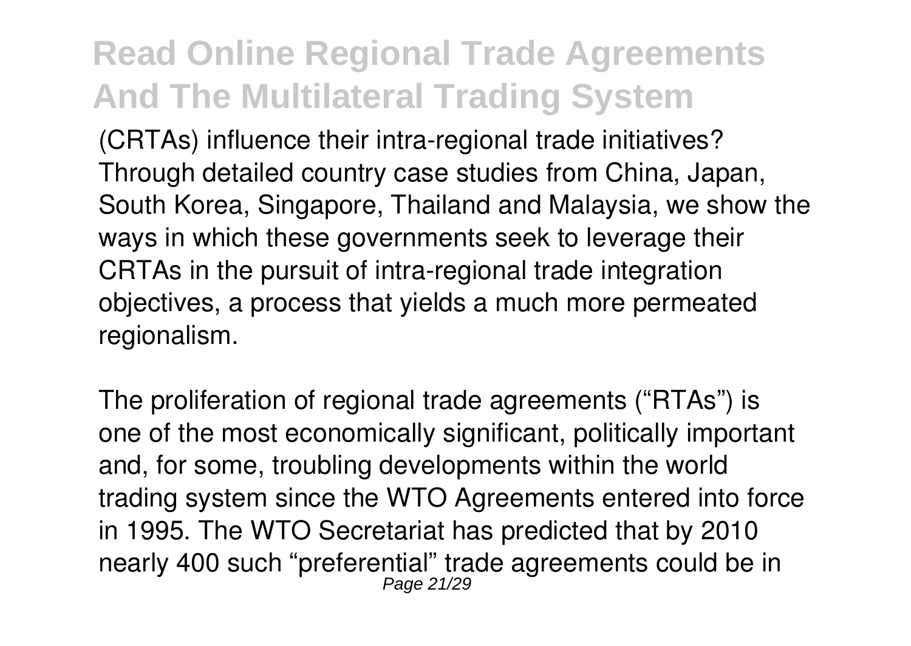(CRTAs) influence their intra-regional trade initiatives? Through detailed country case studies from China, Japan, South Korea, Singapore, Thailand and Malaysia, we show the ways in which these governments seek to leverage their CRTAs in the pursuit of intra-regional trade integration objectives, a process that yields a much more permeated regionalism.

The proliferation of regional trade agreements ("RTAs") is one of the most economically significant, politically important and, for some, troubling developments within the world trading system since the WTO Agreements entered into force in 1995. The WTO Secretariat has predicted that by 2010 nearly 400 such "preferential" trade agreements could be in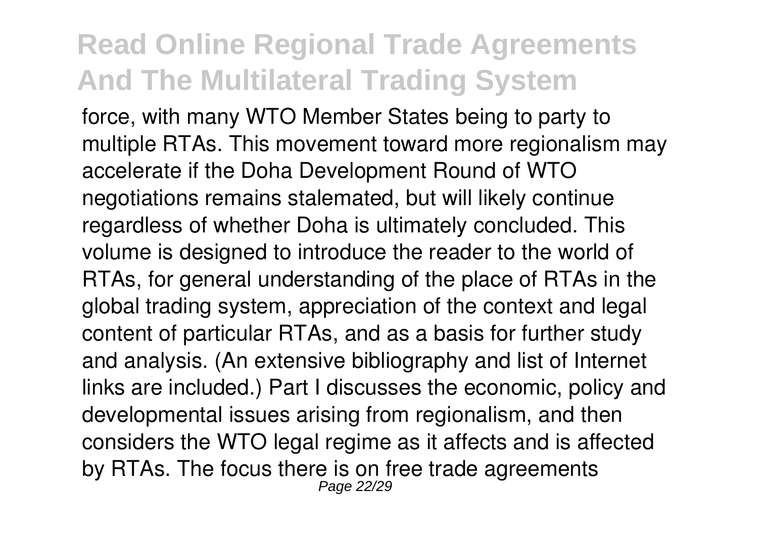force, with many WTO Member States being to party to multiple RTAs. This movement toward more regionalism may accelerate if the Doha Development Round of WTO negotiations remains stalemated, but will likely continue regardless of whether Doha is ultimately concluded. This volume is designed to introduce the reader to the world of RTAs, for general understanding of the place of RTAs in the global trading system, appreciation of the context and legal content of particular RTAs, and as a basis for further study and analysis. (An extensive bibliography and list of Internet links are included.) Part I discusses the economic, policy and developmental issues arising from regionalism, and then considers the WTO legal regime as it affects and is affected by RTAs. The focus there is on free trade agreements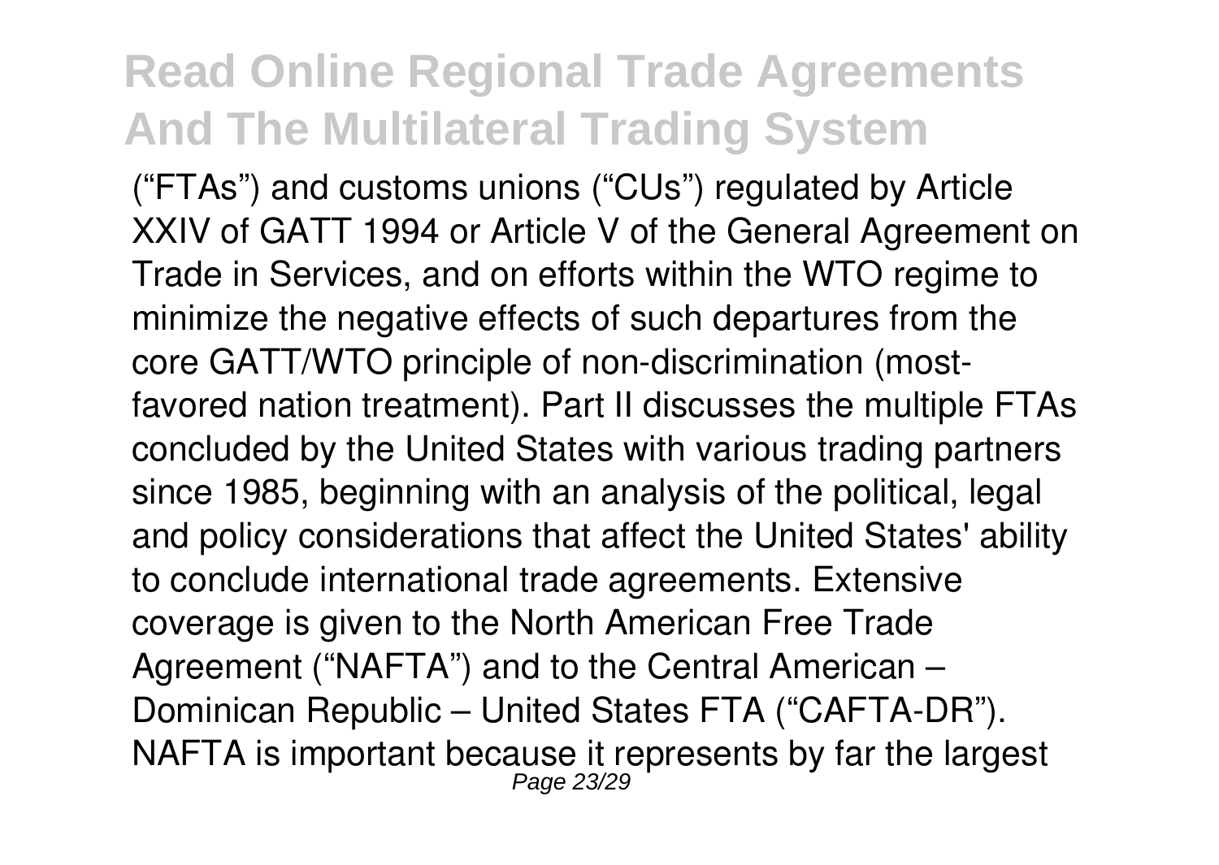("FTAs") and customs unions ("CUs") regulated by Article XXIV of GATT 1994 or Article V of the General Agreement on Trade in Services, and on efforts within the WTO regime to minimize the negative effects of such departures from the core GATT/WTO principle of non-discrimination (most-favored nation treatment). Part II discusses the multiple FTAs concluded by the United States with various trading partners since 1985, beginning with an analysis of the political, legal and policy considerations that affect the United States' ability to conclude international trade agreements. Extensive coverage is given to the North American Free Trade Agreement ("NAFTA") and to the Central American – Dominican Republic – United States FTA ("CAFTA-DR"). NAFTA is important because it represents by far the largest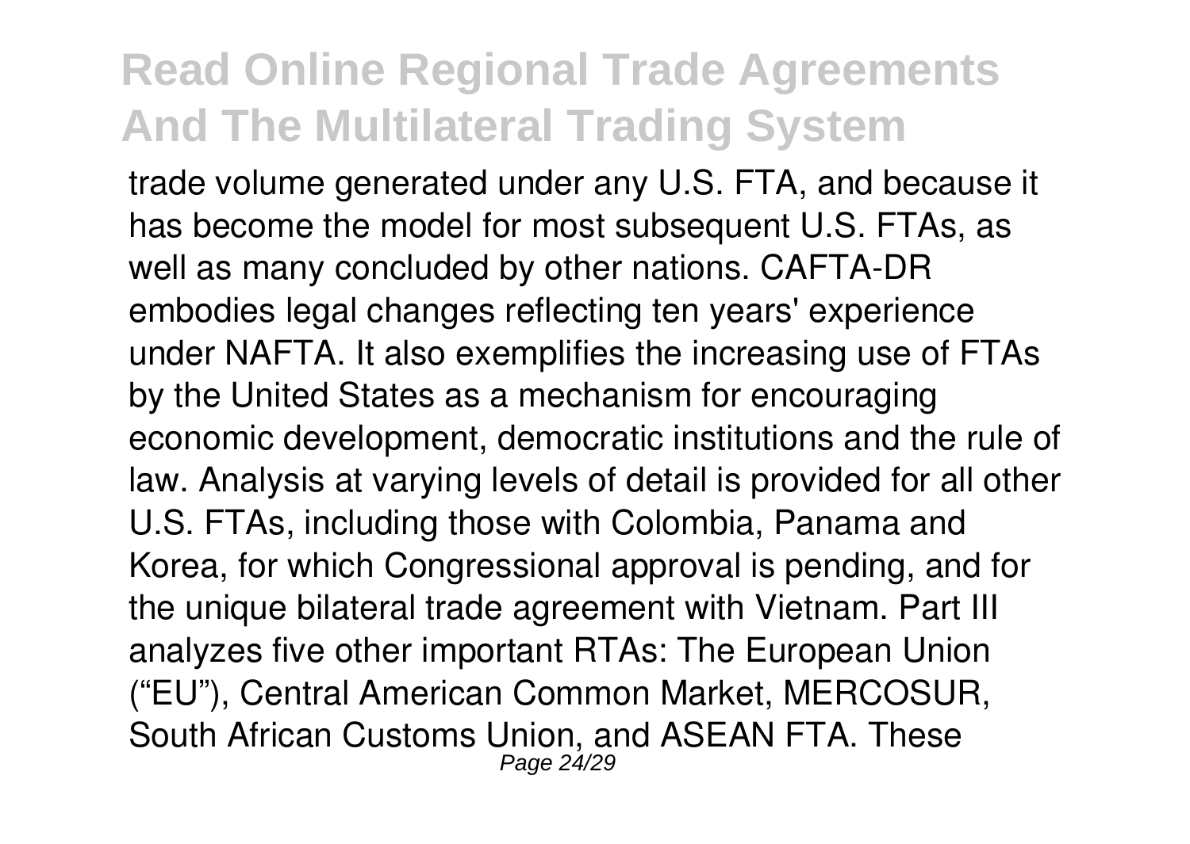trade volume generated under any U.S. FTA, and because it has become the model for most subsequent U.S. FTAs, as well as many concluded by other nations. CAFTA-DR embodies legal changes reflecting ten years' experience under NAFTA. It also exemplifies the increasing use of FTAs by the United States as a mechanism for encouraging economic development, democratic institutions and the rule of law. Analysis at varying levels of detail is provided for all other U.S. FTAs, including those with Colombia, Panama and Korea, for which Congressional approval is pending, and for the unique bilateral trade agreement with Vietnam. Part III analyzes five other important RTAs: The European Union ("EU"), Central American Common Market, MERCOSUR, South African Customs Union, and ASEAN FTA. These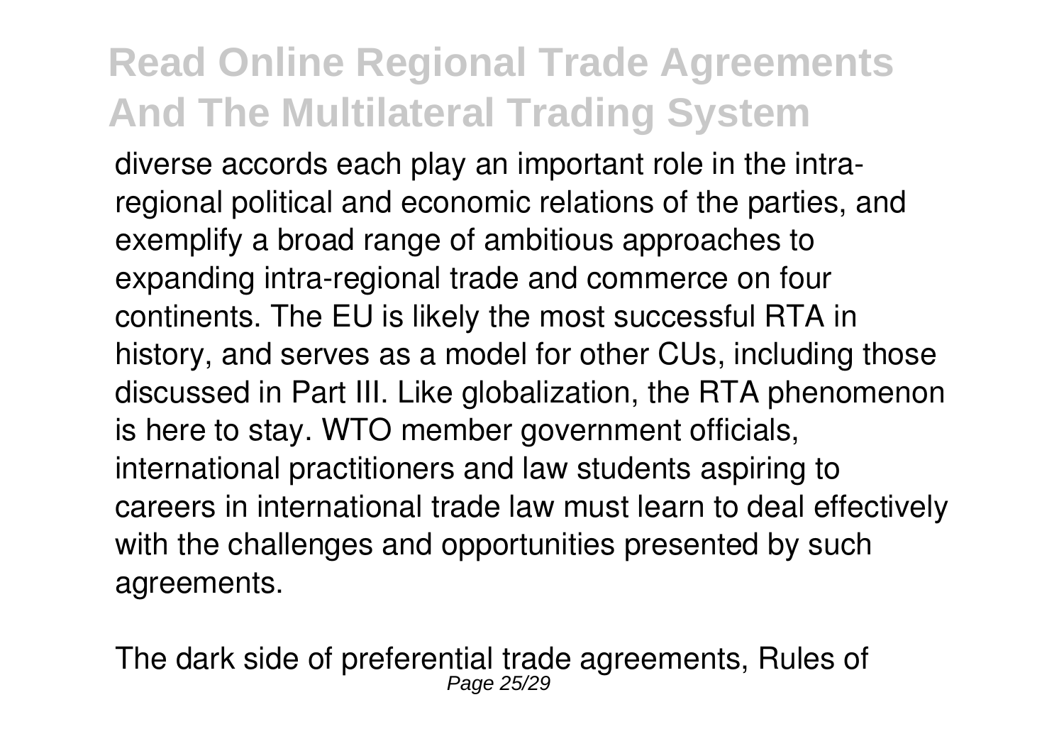diverse accords each play an important role in the intra-regional political and economic relations of the parties, and exemplify a broad range of ambitious approaches to expanding intra-regional trade and commerce on four continents. The EU is likely the most successful RTA in history, and serves as a model for other CUs, including those discussed in Part III. Like globalization, the RTA phenomenon is here to stay. WTO member government officials, international practitioners and law students aspiring to careers in international trade law must learn to deal effectively with the challenges and opportunities presented by such agreements.

The dark side of preferential trade agreements, Rules of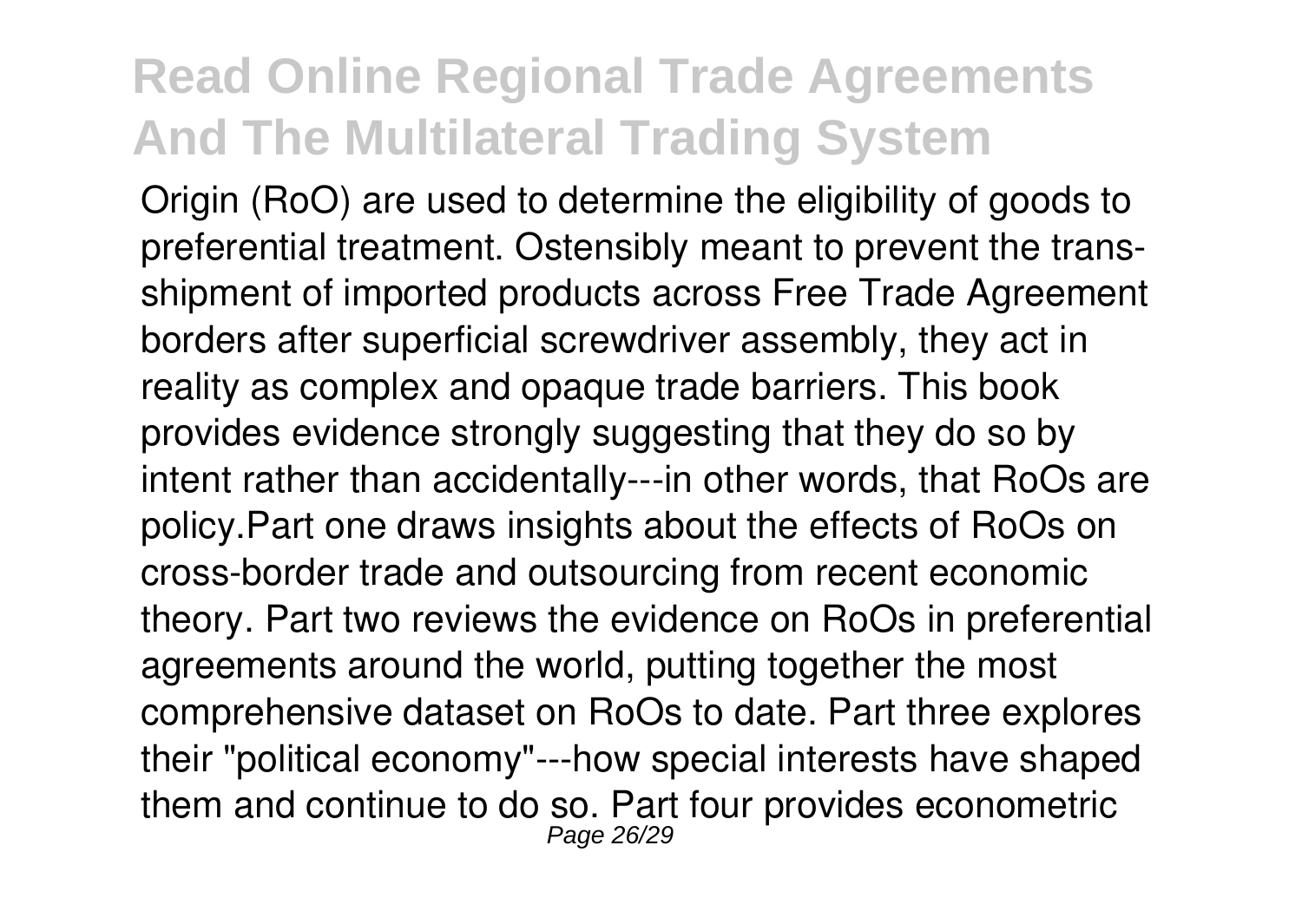Origin (RoO) are used to determine the eligibility of goods to preferential treatment. Ostensibly meant to prevent the trans-shipment of imported products across Free Trade Agreement borders after superficial screwdriver assembly, they act in reality as complex and opaque trade barriers. This book provides evidence strongly suggesting that they do so by intent rather than accidentally---in other words, that RoOs are policy.Part one draws insights about the effects of RoOs on cross-border trade and outsourcing from recent economic theory. Part two reviews the evidence on RoOs in preferential agreements around the world, putting together the most comprehensive dataset on RoOs to date. Part three explores their "political economy"---how special interests have shaped them and continue to do so. Part four provides econometric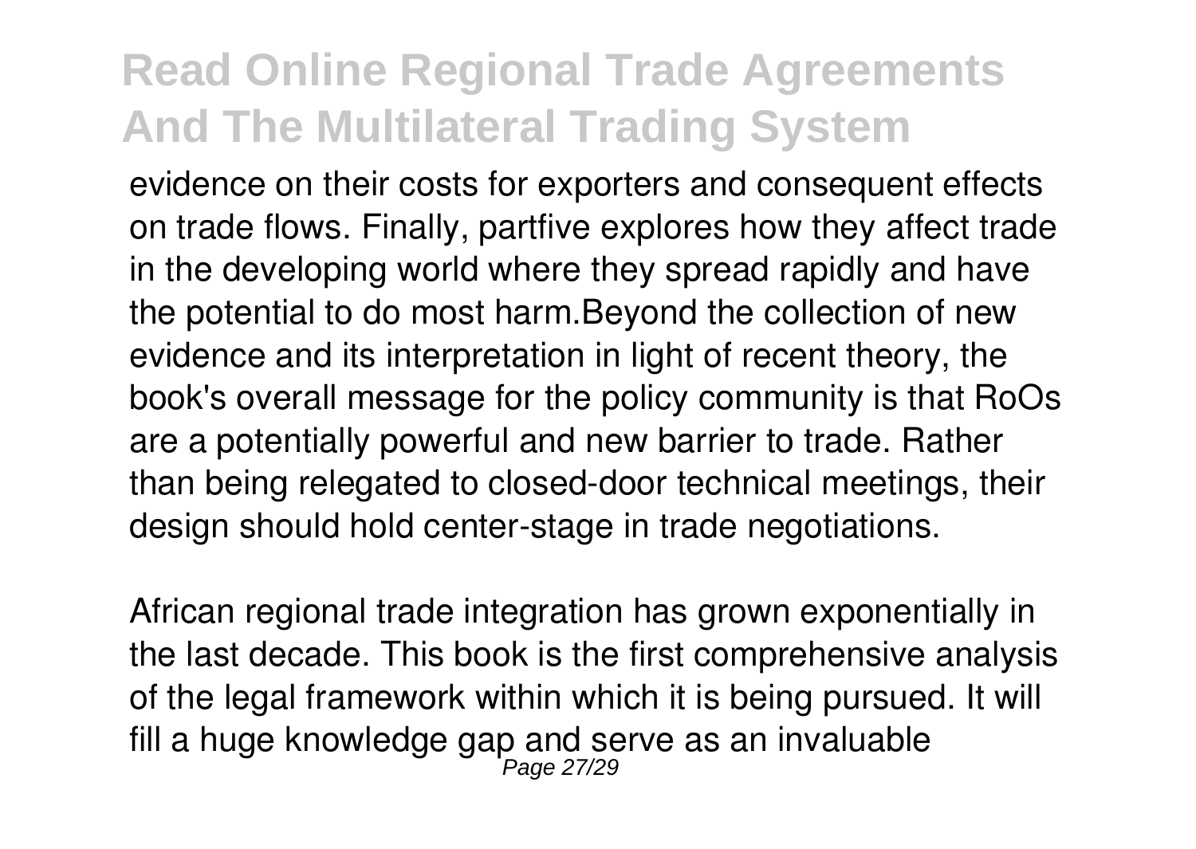evidence on their costs for exporters and consequent effects on trade flows. Finally, partfive explores how they affect trade in the developing world where they spread rapidly and have the potential to do most harm.Beyond the collection of new evidence and its interpretation in light of recent theory, the book's overall message for the policy community is that RoOs are a potentially powerful and new barrier to trade. Rather than being relegated to closed-door technical meetings, their design should hold center-stage in trade negotiations.

African regional trade integration has grown exponentially in the last decade. This book is the first comprehensive analysis of the legal framework within which it is being pursued. It will fill a huge knowledge gap and serve as an invaluable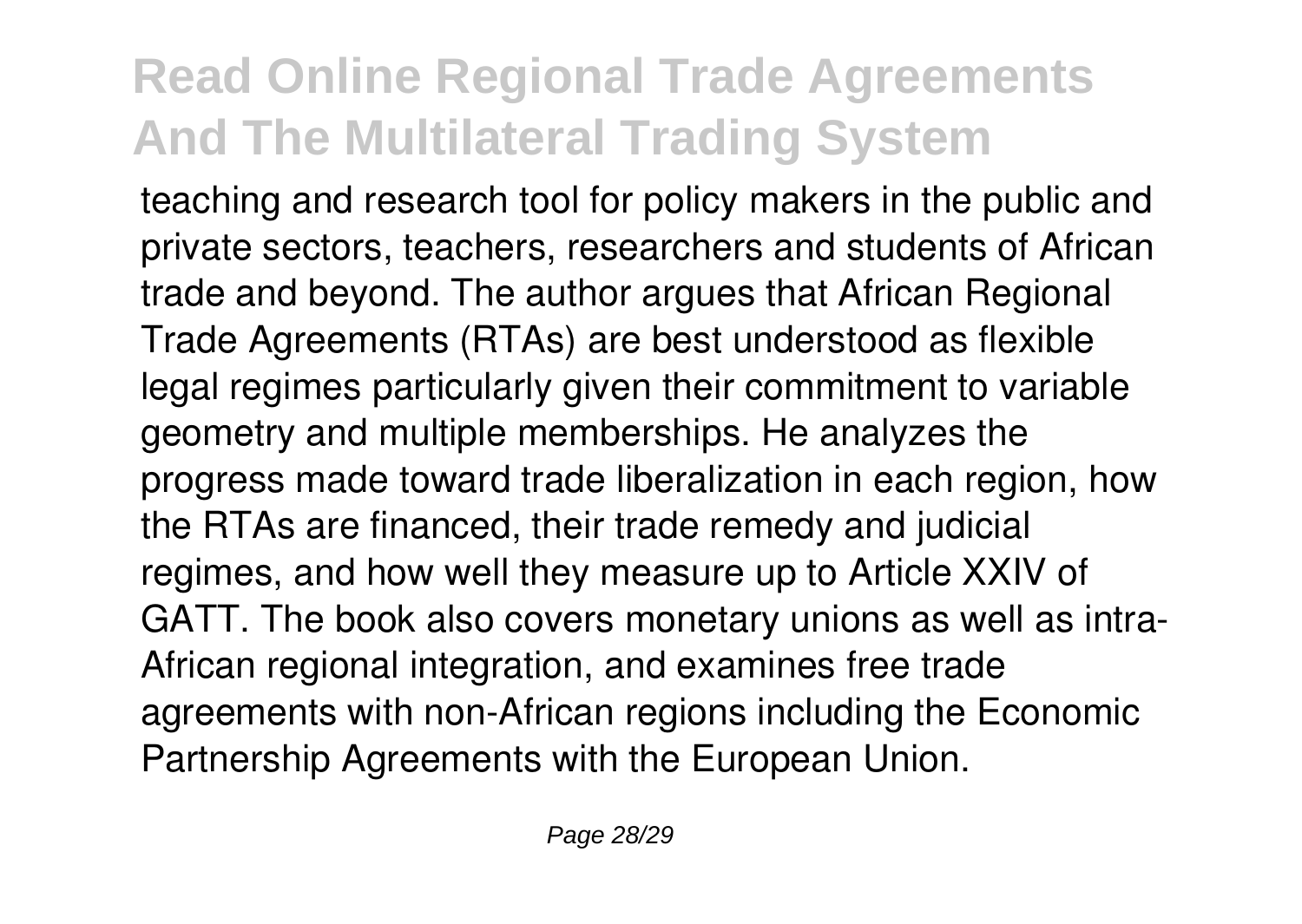teaching and research tool for policy makers in the public and private sectors, teachers, researchers and students of African trade and beyond. The author argues that African Regional Trade Agreements (RTAs) are best understood as flexible legal regimes particularly given their commitment to variable geometry and multiple memberships. He analyzes the progress made toward trade liberalization in each region, how the RTAs are financed, their trade remedy and judicial regimes, and how well they measure up to Article XXIV of GATT. The book also covers monetary unions as well as intra-African regional integration, and examines free trade agreements with non-African regions including the Economic Partnership Agreements with the European Union.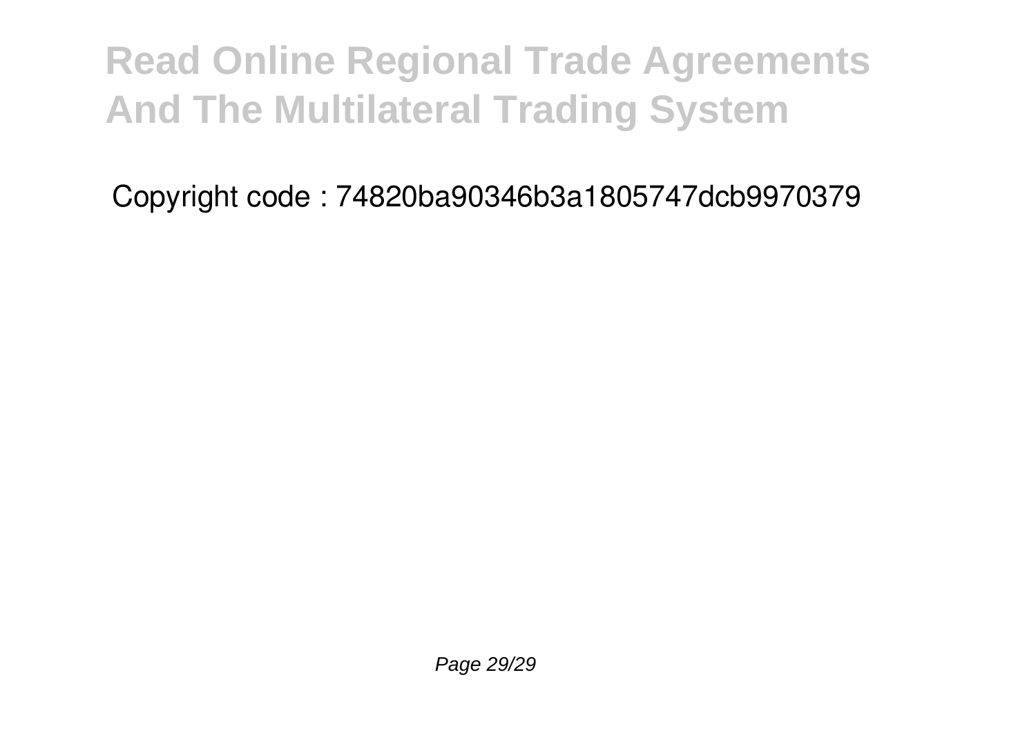Copyright code : 74820ba90346b3a1805747dcb9970379